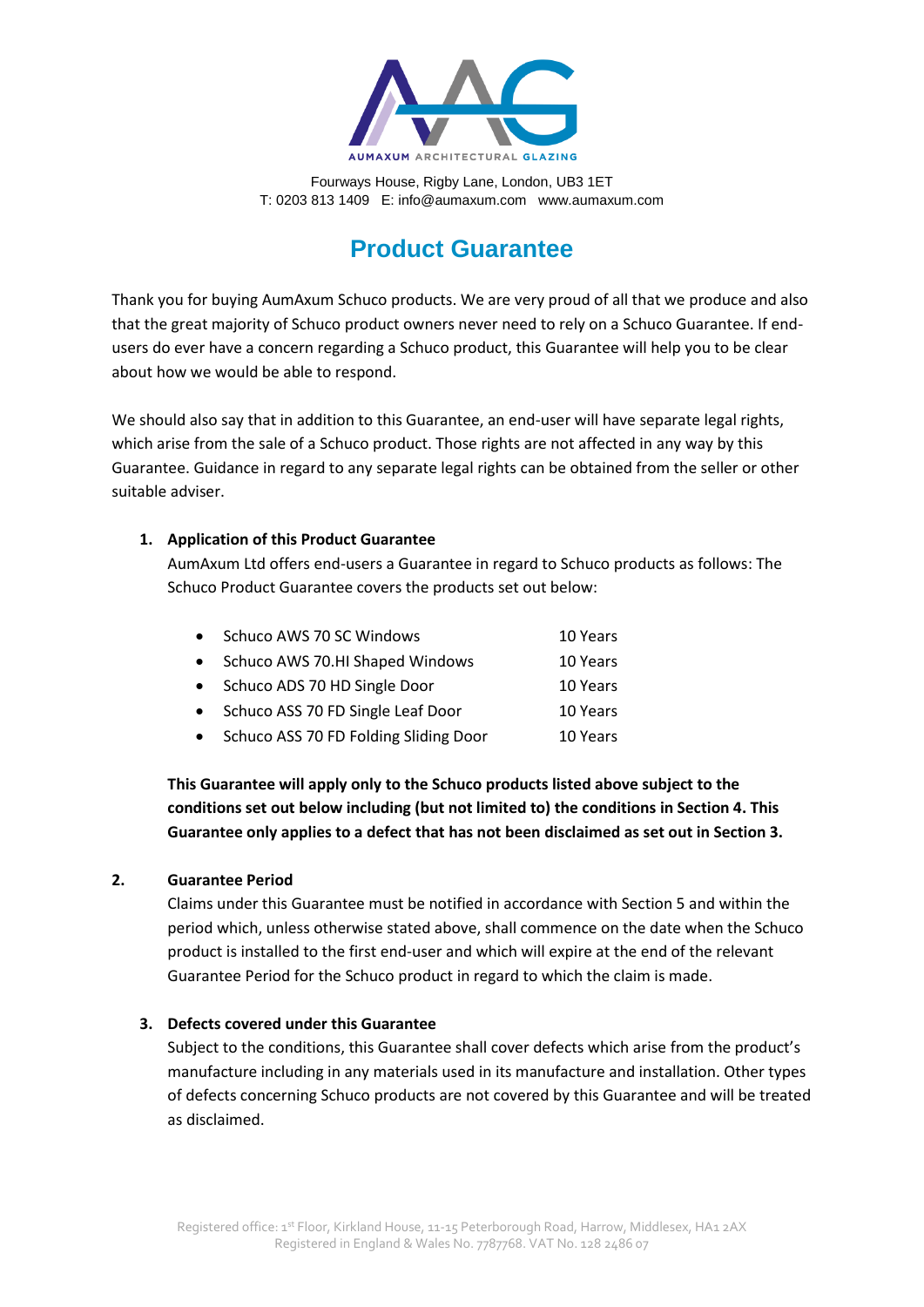AUMAXUM ARCHITECTURAL GLAZING

Fourways House, Rigby Lane, London, UB3 1ET
T: 0203 813 1409 E: info@aumaxum.com www.aumaxum.com

# Product Guarantee

Thank you for buying AumAxum Schuco products. We are very proud of all that we produce and also that the great majority of Schuco product owners never need to rely on a Schuco Guarantee. If end-users do ever have a concern regarding a Schuco product, this Guarantee will help you to be clear about how we would be able to respond.

We should also say that in addition to this Guarantee, an end-user will have separate legal rights, which arise from the sale of a Schuco product. Those rights are not affected in any way by this Guarantee. Guidance in regard to any separate legal rights can be obtained from the seller or other suitable adviser.

## 1. Application of this Product Guarantee

AumAxum Ltd offers end-users a Guarantee in regard to Schuco products as follows: The Schuco Product Guarantee covers the products set out below:

- Schuco AWS 70 SC Windows — 10 Years
- Schuco AWS 70.HI Shaped Windows — 10 Years
- Schuco ADS 70 HD Single Door — 10 Years
- Schuco ASS 70 FD Single Leaf Door — 10 Years
- Schuco ASS 70 FD Folding Sliding Door — 10 Years

**This Guarantee will apply only to the Schuco products listed above subject to the conditions set out below including (but not limited to) the conditions in Section 4. This Guarantee only applies to a defect that has not been disclaimed as set out in Section 3.**

## 2. Guarantee Period

Claims under this Guarantee must be notified in accordance with Section 5 and within the period which, unless otherwise stated above, shall commence on the date when the Schuco product is installed to the first end-user and which will expire at the end of the relevant Guarantee Period for the Schuco product in regard to which the claim is made.

## 3. Defects covered under this Guarantee

Subject to the conditions, this Guarantee shall cover defects which arise from the product's manufacture including in any materials used in its manufacture and installation. Other types of defects concerning Schuco products are not covered by this Guarantee and will be treated as disclaimed.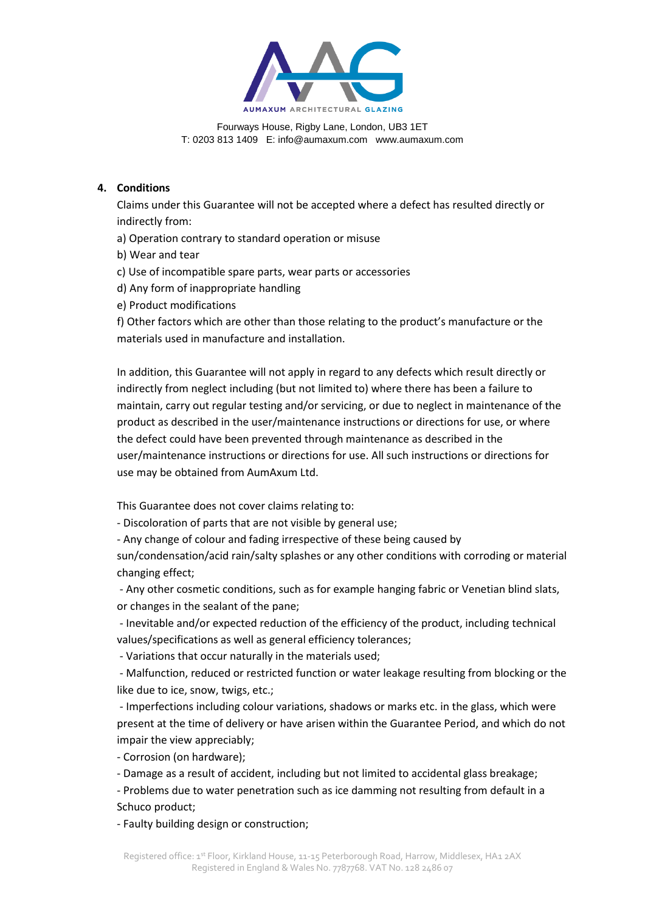## 4. Conditions

Claims under this Guarantee will not be accepted where a defect has resulted directly or indirectly from:

a) Operation contrary to standard operation or misuse

b) Wear and tear

c) Use of incompatible spare parts, wear parts or accessories

d) Any form of inappropriate handling

e) Product modifications

f) Other factors which are other than those relating to the product's manufacture or the materials used in manufacture and installation.

In addition, this Guarantee will not apply in regard to any defects which result directly or indirectly from neglect including (but not limited to) where there has been a failure to maintain, carry out regular testing and/or servicing, or due to neglect in maintenance of the product as described in the user/maintenance instructions or directions for use, or where the defect could have been prevented through maintenance as described in the user/maintenance instructions or directions for use. All such instructions or directions for use may be obtained from AumAxum Ltd.

This Guarantee does not cover claims relating to:

- Discoloration of parts that are not visible by general use;
- Any change of colour and fading irrespective of these being caused by sun/condensation/acid rain/salty splashes or any other conditions with corroding or material changing effect;
- Any other cosmetic conditions, such as for example hanging fabric or Venetian blind slats, or changes in the sealant of the pane;
- Inevitable and/or expected reduction of the efficiency of the product, including technical values/specifications as well as general efficiency tolerances;
- Variations that occur naturally in the materials used;
- Malfunction, reduced or restricted function or water leakage resulting from blocking or the like due to ice, snow, twigs, etc.;
- Imperfections including colour variations, shadows or marks etc. in the glass, which were present at the time of delivery or have arisen within the Guarantee Period, and which do not impair the view appreciably;
- Corrosion (on hardware);
- Damage as a result of accident, including but not limited to accidental glass breakage;
- Problems due to water penetration such as ice damming not resulting from default in a Schuco product;
- Faulty building design or construction;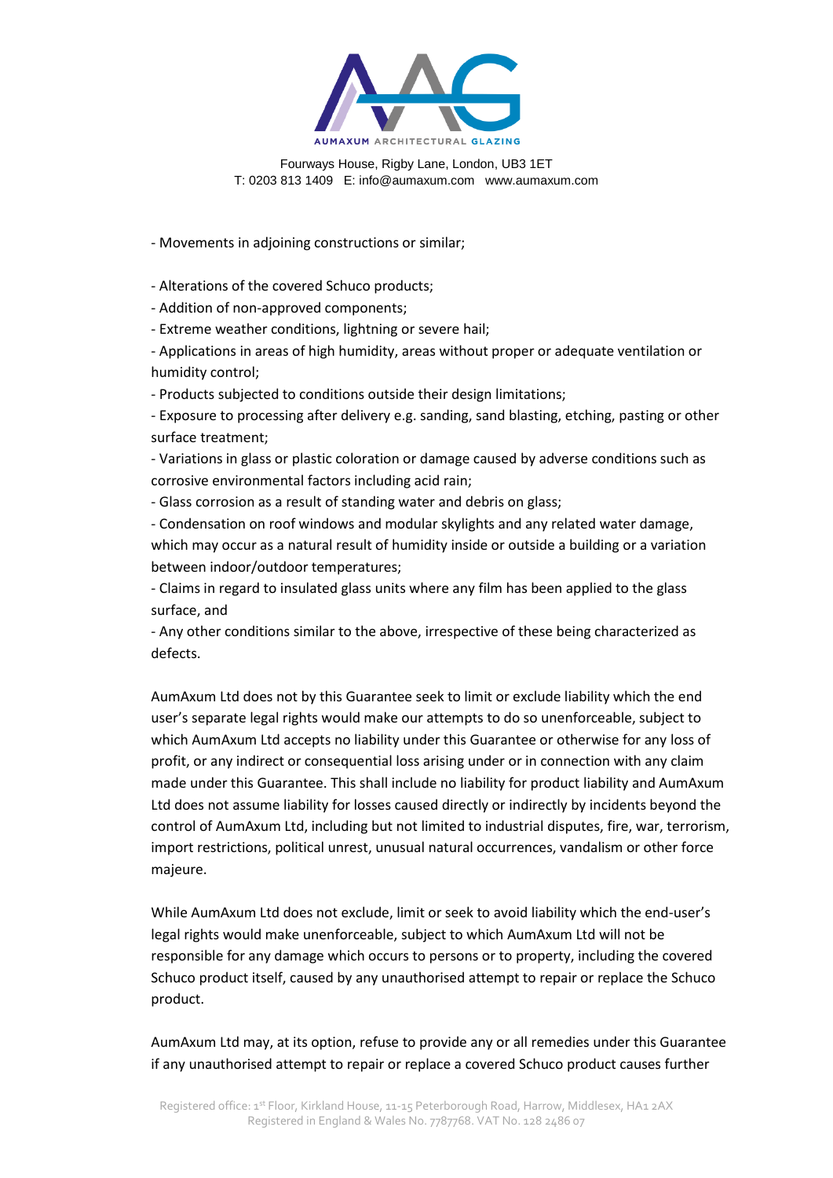- Movements in adjoining constructions or similar;

- Alterations of the covered Schuco products;
- Addition of non-approved components;
- Extreme weather conditions, lightning or severe hail;
- Applications in areas of high humidity, areas without proper or adequate ventilation or humidity control;
- Products subjected to conditions outside their design limitations;
- Exposure to processing after delivery e.g. sanding, sand blasting, etching, pasting or other surface treatment;
- Variations in glass or plastic coloration or damage caused by adverse conditions such as corrosive environmental factors including acid rain;
- Glass corrosion as a result of standing water and debris on glass;
- Condensation on roof windows and modular skylights and any related water damage, which may occur as a natural result of humidity inside or outside a building or a variation between indoor/outdoor temperatures;
- Claims in regard to insulated glass units where any film has been applied to the glass surface, and
- Any other conditions similar to the above, irrespective of these being characterized as defects.

AumAxum Ltd does not by this Guarantee seek to limit or exclude liability which the end user's separate legal rights would make our attempts to do so unenforceable, subject to which AumAxum Ltd accepts no liability under this Guarantee or otherwise for any loss of profit, or any indirect or consequential loss arising under or in connection with any claim made under this Guarantee. This shall include no liability for product liability and AumAxum Ltd does not assume liability for losses caused directly or indirectly by incidents beyond the control of AumAxum Ltd, including but not limited to industrial disputes, fire, war, terrorism, import restrictions, political unrest, unusual natural occurrences, vandalism or other force majeure.

While AumAxum Ltd does not exclude, limit or seek to avoid liability which the end-user's legal rights would make unenforceable, subject to which AumAxum Ltd will not be responsible for any damage which occurs to persons or to property, including the covered Schuco product itself, caused by any unauthorised attempt to repair or replace the Schuco product.

AumAxum Ltd may, at its option, refuse to provide any or all remedies under this Guarantee if any unauthorised attempt to repair or replace a covered Schuco product causes further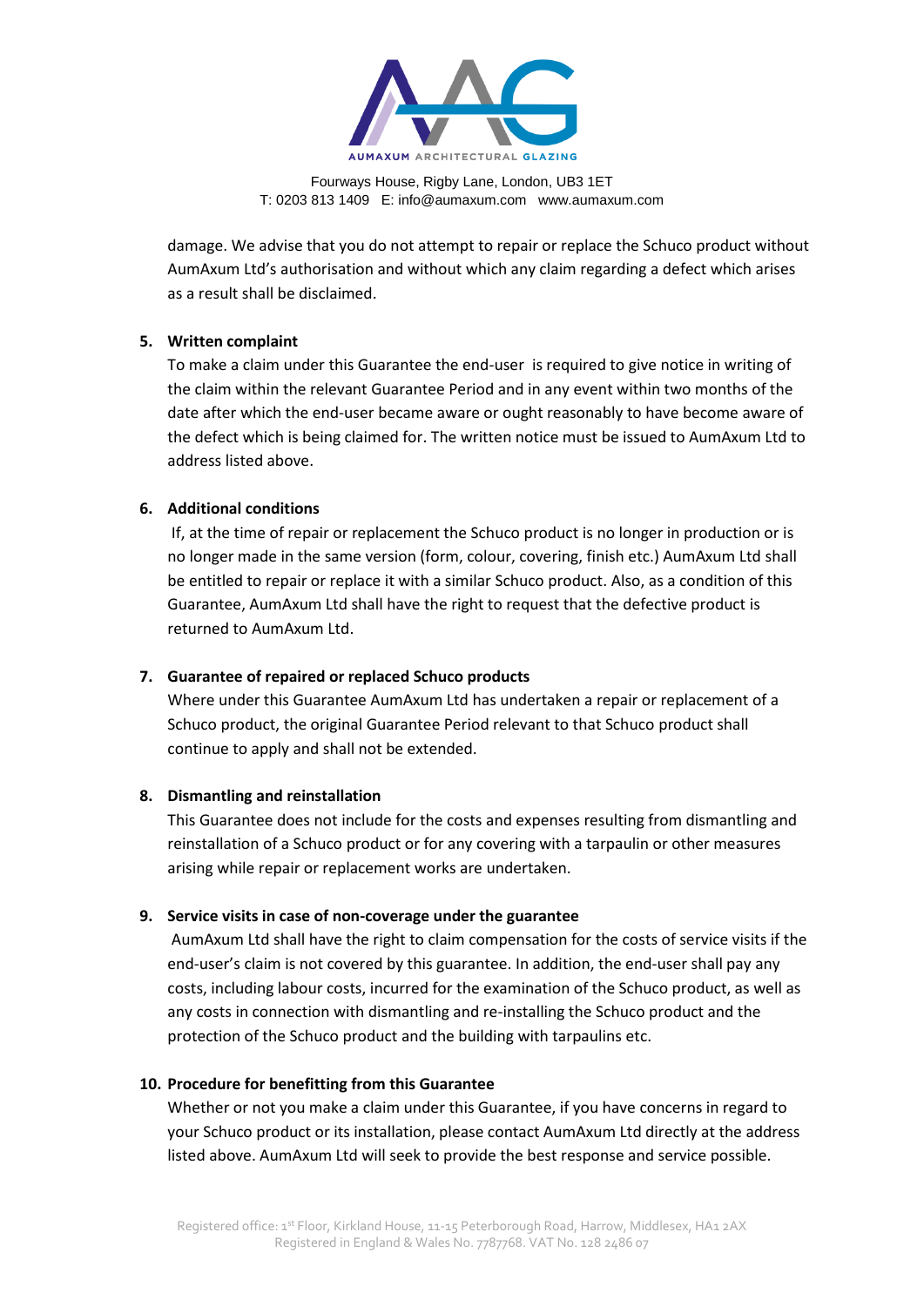damage. We advise that you do not attempt to repair or replace the Schuco product without AumAxum Ltd's authorisation and without which any claim regarding a defect which arises as a result shall be disclaimed.

5. **Written complaint**
   To make a claim under this Guarantee the end-user is required to give notice in writing of the claim within the relevant Guarantee Period and in any event within two months of the date after which the end-user became aware or ought reasonably to have become aware of the defect which is being claimed for. The written notice must be issued to AumAxum Ltd to address listed above.

6. **Additional conditions**
   If, at the time of repair or replacement the Schuco product is no longer in production or is no longer made in the same version (form, colour, covering, finish etc.) AumAxum Ltd shall be entitled to repair or replace it with a similar Schuco product. Also, as a condition of this Guarantee, AumAxum Ltd shall have the right to request that the defective product is returned to AumAxum Ltd.

7. **Guarantee of repaired or replaced Schuco products**
   Where under this Guarantee AumAxum Ltd has undertaken a repair or replacement of a Schuco product, the original Guarantee Period relevant to that Schuco product shall continue to apply and shall not be extended.

8. **Dismantling and reinstallation**
   This Guarantee does not include for the costs and expenses resulting from dismantling and reinstallation of a Schuco product or for any covering with a tarpaulin or other measures arising while repair or replacement works are undertaken.

9. **Service visits in case of non-coverage under the guarantee**
   AumAxum Ltd shall have the right to claim compensation for the costs of service visits if the end-user's claim is not covered by this guarantee. In addition, the end-user shall pay any costs, including labour costs, incurred for the examination of the Schuco product, as well as any costs in connection with dismantling and re-installing the Schuco product and the protection of the Schuco product and the building with tarpaulins etc.

10. **Procedure for benefitting from this Guarantee**
    Whether or not you make a claim under this Guarantee, if you have concerns in regard to your Schuco product or its installation, please contact AumAxum Ltd directly at the address listed above. AumAxum Ltd will seek to provide the best response and service possible.